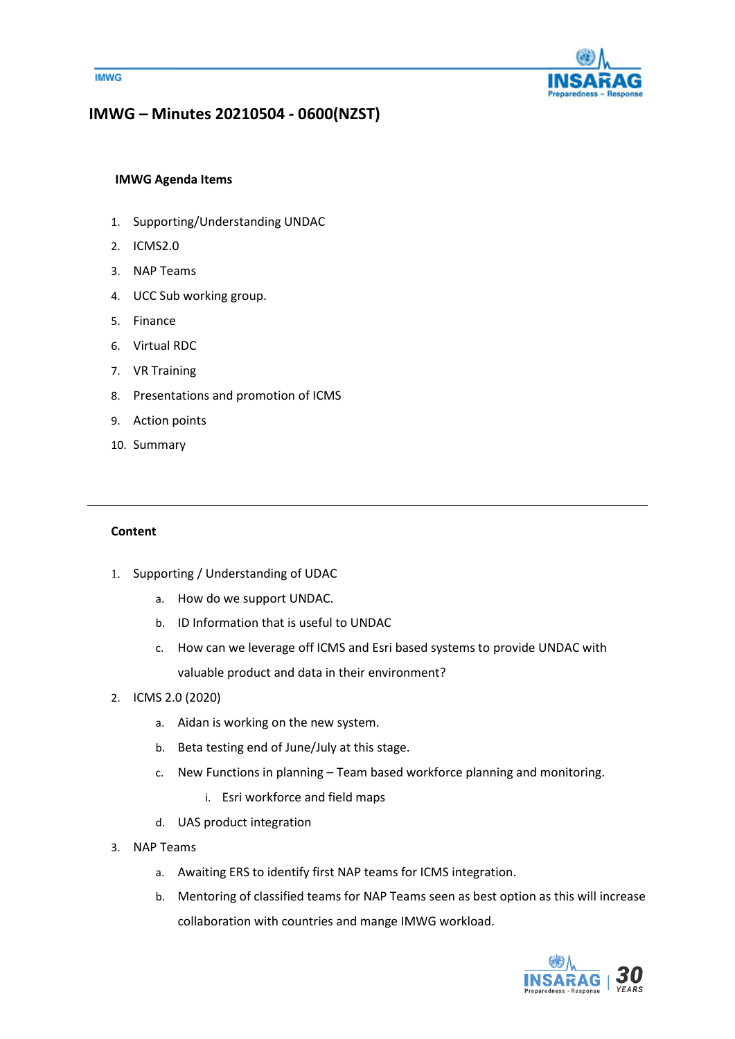# IMWG – Minutes 20210504 - 0600(NZST)

**IMWG Agenda Items**

1. Supporting/Understanding UNDAC
2. ICMS2.0
3. NAP Teams
4. UCC Sub working group.
5. Finance
6. Virtual RDC
7. VR Training
8. Presentations and promotion of ICMS
9. Action points
10. Summary

---

**Content**

1. Supporting / Understanding of UDAC
    a. How do we support UNDAC.
    b. ID Information that is useful to UNDAC
    c. How can we leverage off ICMS and Esri based systems to provide UNDAC with valuable product and data in their environment?
2. ICMS 2.0 (2020)
    a. Aidan is working on the new system.
    b. Beta testing end of June/July at this stage.
    c. New Functions in planning – Team based workforce planning and monitoring.
        i. Esri workforce and field maps
    d. UAS product integration
3. NAP Teams
    a. Awaiting ERS to identify first NAP teams for ICMS integration.
    b. Mentoring of classified teams for NAP Teams seen as best option as this will increase collaboration with countries and mange IMWG workload.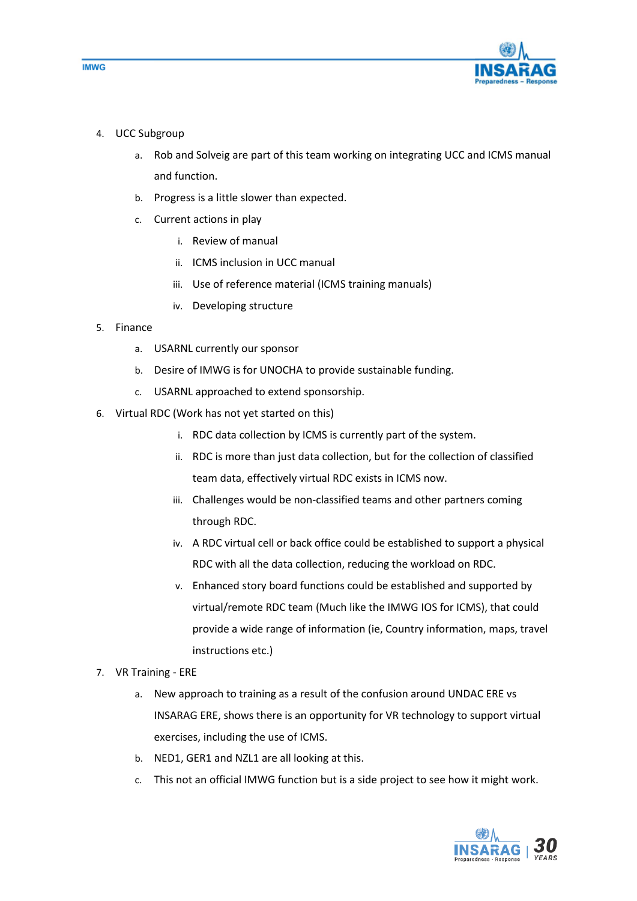4. UCC Subgroup
    a. Rob and Solveig are part of this team working on integrating UCC and ICMS manual and function.
    b. Progress is a little slower than expected.
    c. Current actions in play
        i. Review of manual
        ii. ICMS inclusion in UCC manual
        iii. Use of reference material (ICMS training manuals)
        iv. Developing structure
5. Finance
    a. USARNL currently our sponsor
    b. Desire of IMWG is for UNOCHA to provide sustainable funding.
    c. USARNL approached to extend sponsorship.
6. Virtual RDC (Work has not yet started on this)
    i. RDC data collection by ICMS is currently part of the system.
    ii. RDC is more than just data collection, but for the collection of classified team data, effectively virtual RDC exists in ICMS now.
    iii. Challenges would be non-classified teams and other partners coming through RDC.
    iv. A RDC virtual cell or back office could be established to support a physical RDC with all the data collection, reducing the workload on RDC.
    v. Enhanced story board functions could be established and supported by virtual/remote RDC team (Much like the IMWG IOS for ICMS), that could provide a wide range of information (ie, Country information, maps, travel instructions etc.)
7. VR Training - ERE
    a. New approach to training as a result of the confusion around UNDAC ERE vs INSARAG ERE, shows there is an opportunity for VR technology to support virtual exercises, including the use of ICMS.
    b. NED1, GER1 and NZL1 are all looking at this.
    c. This not an official IMWG function but is a side project to see how it might work.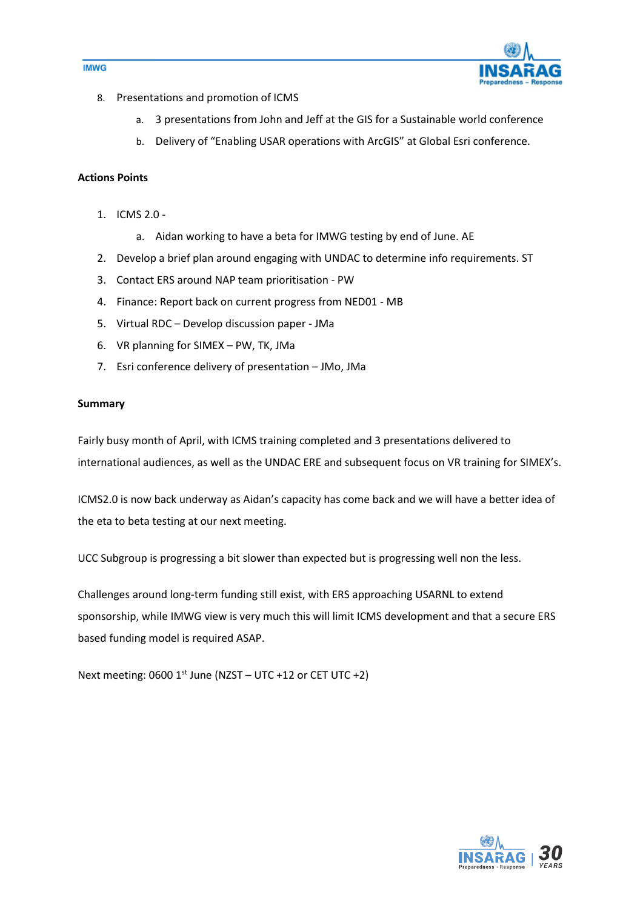8. Presentations and promotion of ICMS
    a. 3 presentations from John and Jeff at the GIS for a Sustainable world conference
    b. Delivery of "Enabling USAR operations with ArcGIS" at Global Esri conference.

**Actions Points**

1. ICMS 2.0 -
    a. Aidan working to have a beta for IMWG testing by end of June. AE
2. Develop a brief plan around engaging with UNDAC to determine info requirements. ST
3. Contact ERS around NAP team prioritisation - PW
4. Finance: Report back on current progress from NED01 - MB
5. Virtual RDC – Develop discussion paper - JMa
6. VR planning for SIMEX – PW, TK, JMa
7. Esri conference delivery of presentation – JMo, JMa

**Summary**

Fairly busy month of April, with ICMS training completed and 3 presentations delivered to international audiences, as well as the UNDAC ERE and subsequent focus on VR training for SIMEX's.

ICMS2.0 is now back underway as Aidan's capacity has come back and we will have a better idea of the eta to beta testing at our next meeting.

UCC Subgroup is progressing a bit slower than expected but is progressing well non the less.

Challenges around long-term funding still exist, with ERS approaching USARNL to extend sponsorship, while IMWG view is very much this will limit ICMS development and that a secure ERS based funding model is required ASAP.

Next meeting: 0600 1st June (NZST – UTC +12 or CET UTC +2)